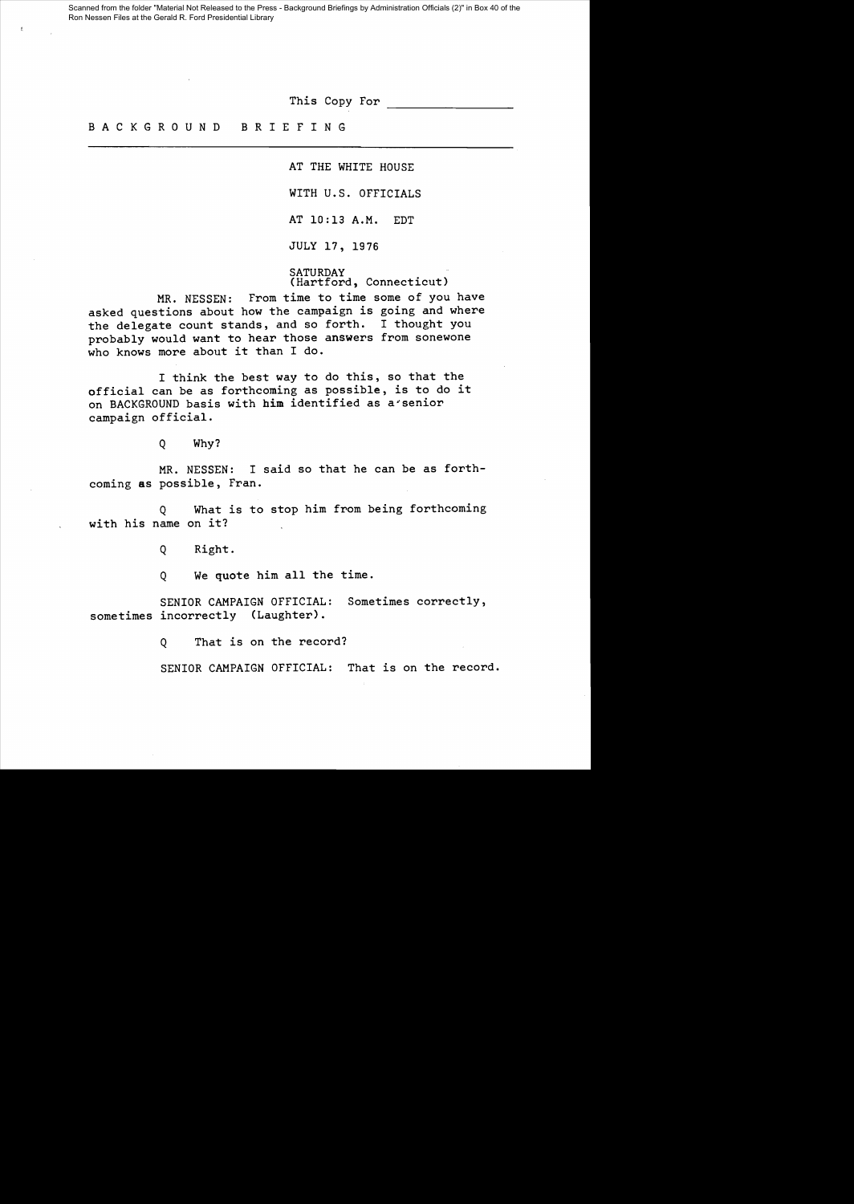Scanned from the folder "Material Not Released to the Press - Background Briefings by Administration Officials (2)" in Box 40 of the Ron Nessen Files at the Gerald R. Ford Presidential Library

This Copy For ___________

# B A C K G R O U N D   B R I E F I N G

AT THE WHITE HOUSE

WITH U.S. OFFICIALS

AT 10:13 A.M. EDT

JULY 17, 1976

SATURDAY
(Hartford, Connecticut)

MR. NESSEN: From time to time some of you have asked questions about how the campaign is going and where the delegate count stands, and so forth. I thought you probably would want to hear those answers from sonewone who knows more about it than I do.

I think the best way to do this, so that the official can be as forthcoming as possible, is to do it on BACKGROUND basis with him identified as a senior campaign official.

Q Why?

MR. NESSEN: I said so that he can be as forthcoming as possible, Fran.

Q What is to stop him from being forthcoming with his name on it?

Q Right.

Q We quote him all the time.

SENIOR CAMPAIGN OFFICIAL: Sometimes correctly, sometimes incorrectly (Laughter).

Q That is on the record?

SENIOR CAMPAIGN OFFICIAL: That is on the record.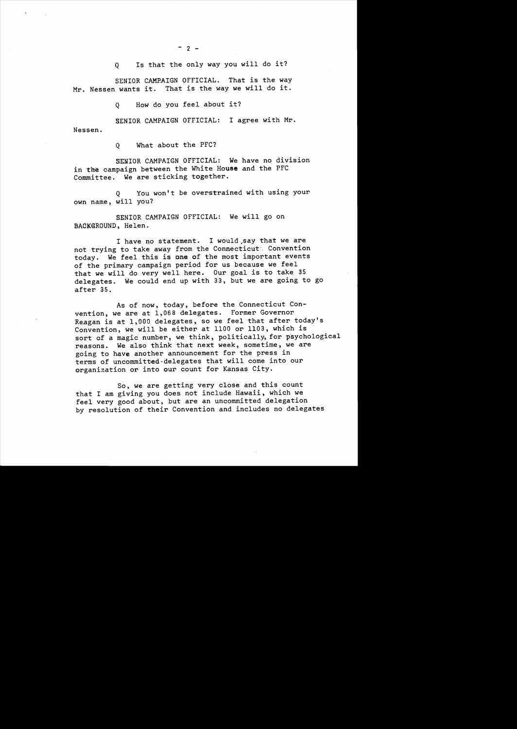Q Is that the only way you will do it?

SENIOR CAMPAIGN OFFICIAL. That is the way Mr. Nessen wants it. That is the way we will do it.

Q How do you feel about it?

SENIOR CAMPAIGN OFFICIAL: I agree with Mr. Nessen.

Q What about the PFC?

SENIOR CAMPAIGN OFFICIAL: We have no division in the campaign between the White House and the PFC Committee. We are sticking together.

Q You won't be overstrained with using your own name, will you?

SENIOR CAMPAIGN OFFICIAL: We will go on BACKGROUND, Helen.

I have no statement. I would say that we are not trying to take away from the Connecticut Convention today. We feel this is one of the most important events of the primary campaign period for us because we feel that we will do very well here. Our goal is to take 35 delegates. We could end up with 33, but we are going to go after 35.

As of now, today, before the Connecticut Convention, we are at 1,068 delegates. Former Governor Reagan is at 1,000 delegates, so we feel that after today's Convention, we will be either at 1100 or 1103, which is sort of a magic number, we think, politically, for psychological reasons. We also think that next week, sometime, we are going to have another announcement for the press in terms of uncommitted-delegates that will come into our organization or into our count for Kansas City.

So, we are getting very close and this count that I am giving you does not include Hawaii, which we feel very good about, but are an uncommitted delegation by resolution of their Convention and includes no delegates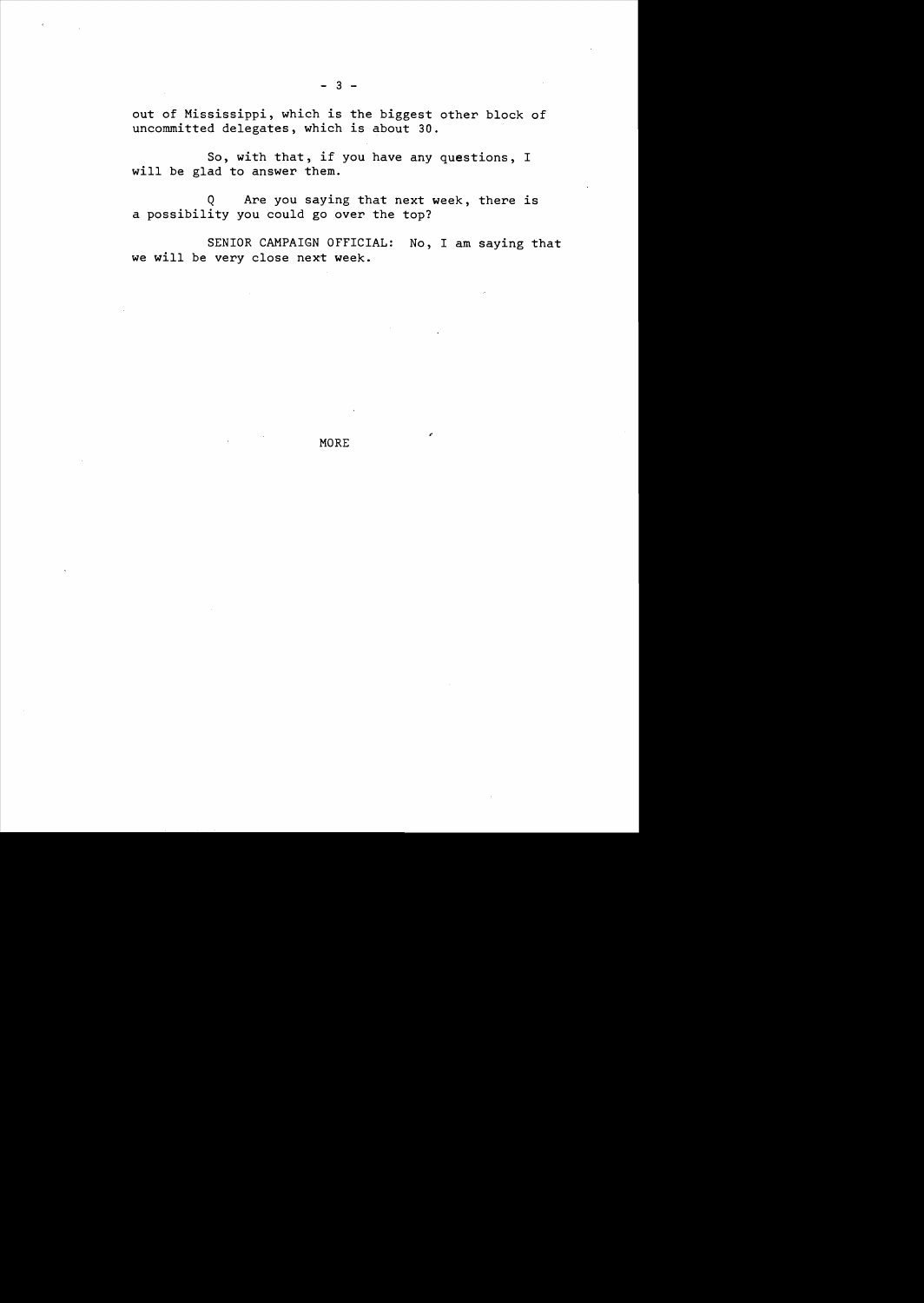out of Mississippi, which is the biggest other block of uncommitted delegates, which is about 30.

So, with that, if you have any questions, I will be glad to answer them.

Q Are you saying that next week, there is a possibility you could go over the top?

SENIOR CAMPAIGN OFFICIAL: No, I am saying that we will be very close next week.

MORE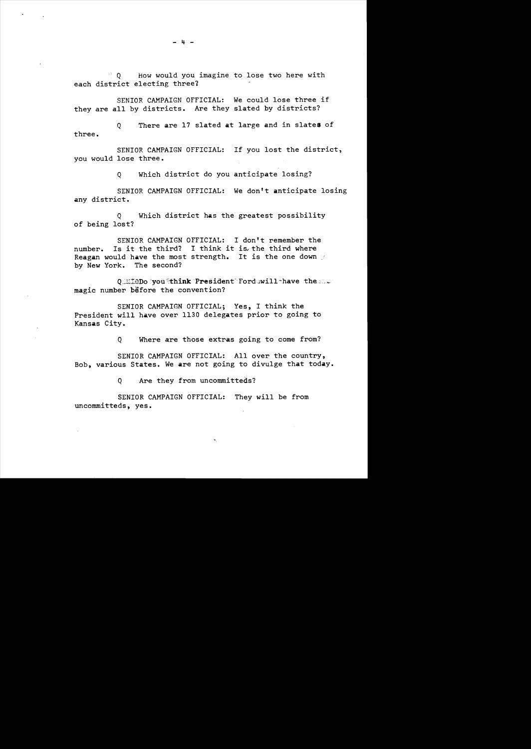Q How would you imagine to lose two here with each district electing three?

SENIOR CAMPAIGN OFFICIAL: We could lose three if they are all by districts. Are they slated by districts?

Q There are 17 slated at large and in slates of three.

SENIOR CAMPAIGN OFFICIAL: If you lost the district, you would lose three.

Q Which district do you anticipate losing?

SENIOR CAMPAIGN OFFICIAL: We don't anticipate losing any district.

Q Which district has the greatest possibility of being lost?

SENIOR CAMPAIGN OFFICIAL: I don't remember the number. Is it the third? I think it is the third where Reagan would have the most strength. It is the one down by New York. The second?

Q Do you think President Ford will have the magic number before the convention?

SENIOR CAMPAIGN OFFICIAL; Yes, I think the President will have over 1130 delegates prior to going to Kansas City.

Q Where are those extras going to come from?

SENIOR CAMPAIGN OFFICIAL: All over the country, Bob, various States. We are not going to divulge that today.

Q Are they from uncommitteds?

SENIOR CAMPAIGN OFFICIAL: They will be from uncommitteds, yes.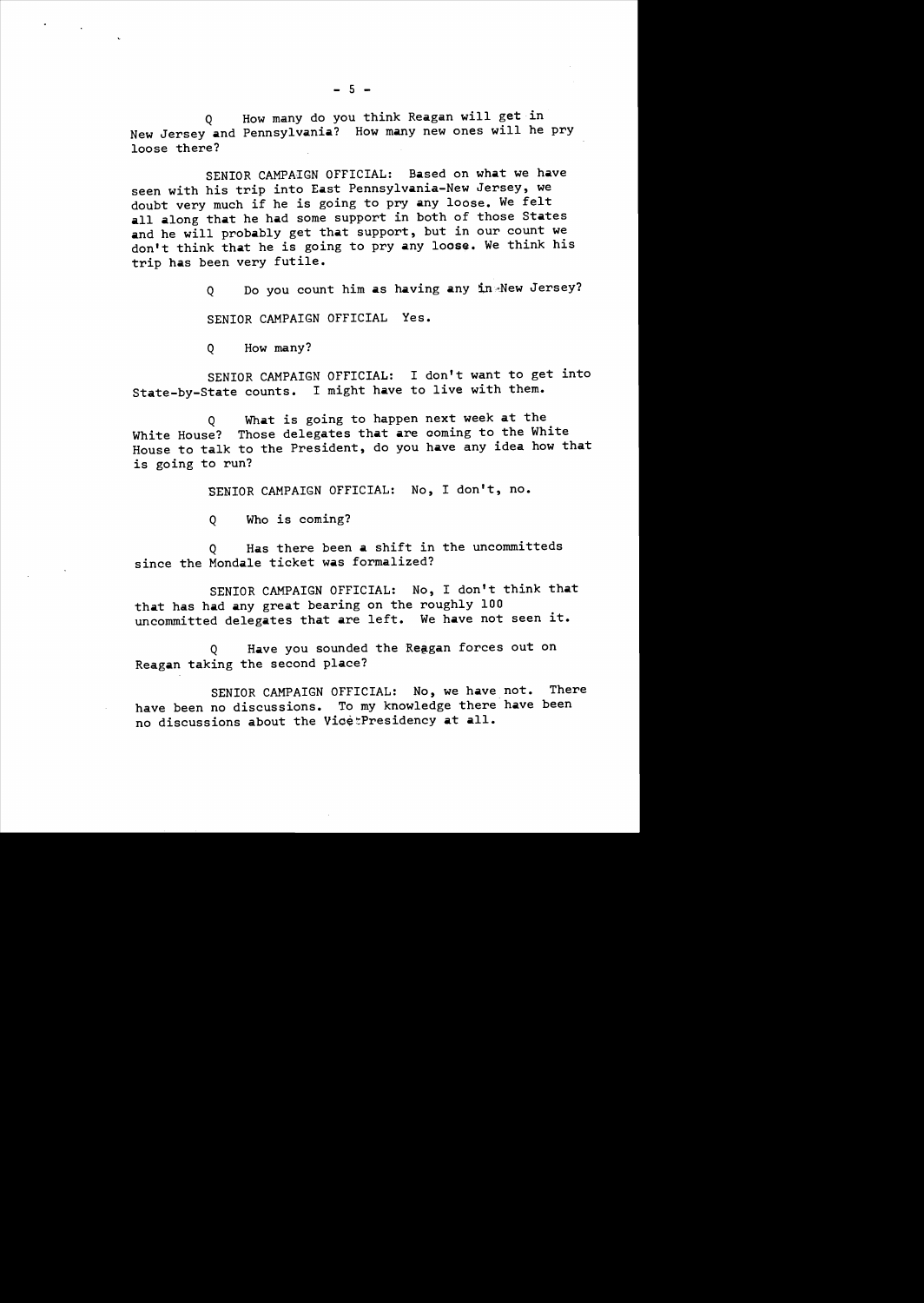Q How many do you think Reagan will get in New Jersey and Pennsylvania? How many new ones will he pry loose there?

SENIOR CAMPAIGN OFFICIAL: Based on what we have seen with his trip into East Pennsylvania-New Jersey, we doubt very much if he is going to pry any loose. We felt all along that he had some support in both of those States and he will probably get that support, but in our count we don't think that he is going to pry any loose. We think his trip has been very futile.

Q Do you count him as having any in New Jersey?

SENIOR CAMPAIGN OFFICIAL Yes.

Q How many?

SENIOR CAMPAIGN OFFICIAL: I don't want to get into State-by-State counts. I might have to live with them.

Q What is going to happen next week at the White House? Those delegates that are coming to the White House to talk to the President, do you have any idea how that is going to run?

SENIOR CAMPAIGN OFFICIAL: No, I don't, no.

Q Who is coming?

Q Has there been a shift in the uncommitteds since the Mondale ticket was formalized?

SENIOR CAMPAIGN OFFICIAL: No, I don't think that that has had any great bearing on the roughly 100 uncommitted delegates that are left. We have not seen it.

Q Have you sounded the Reagan forces out on Reagan taking the second place?

SENIOR CAMPAIGN OFFICIAL: No, we have not. There have been no discussions. To my knowledge there have been no discussions about the Vice-Presidency at all.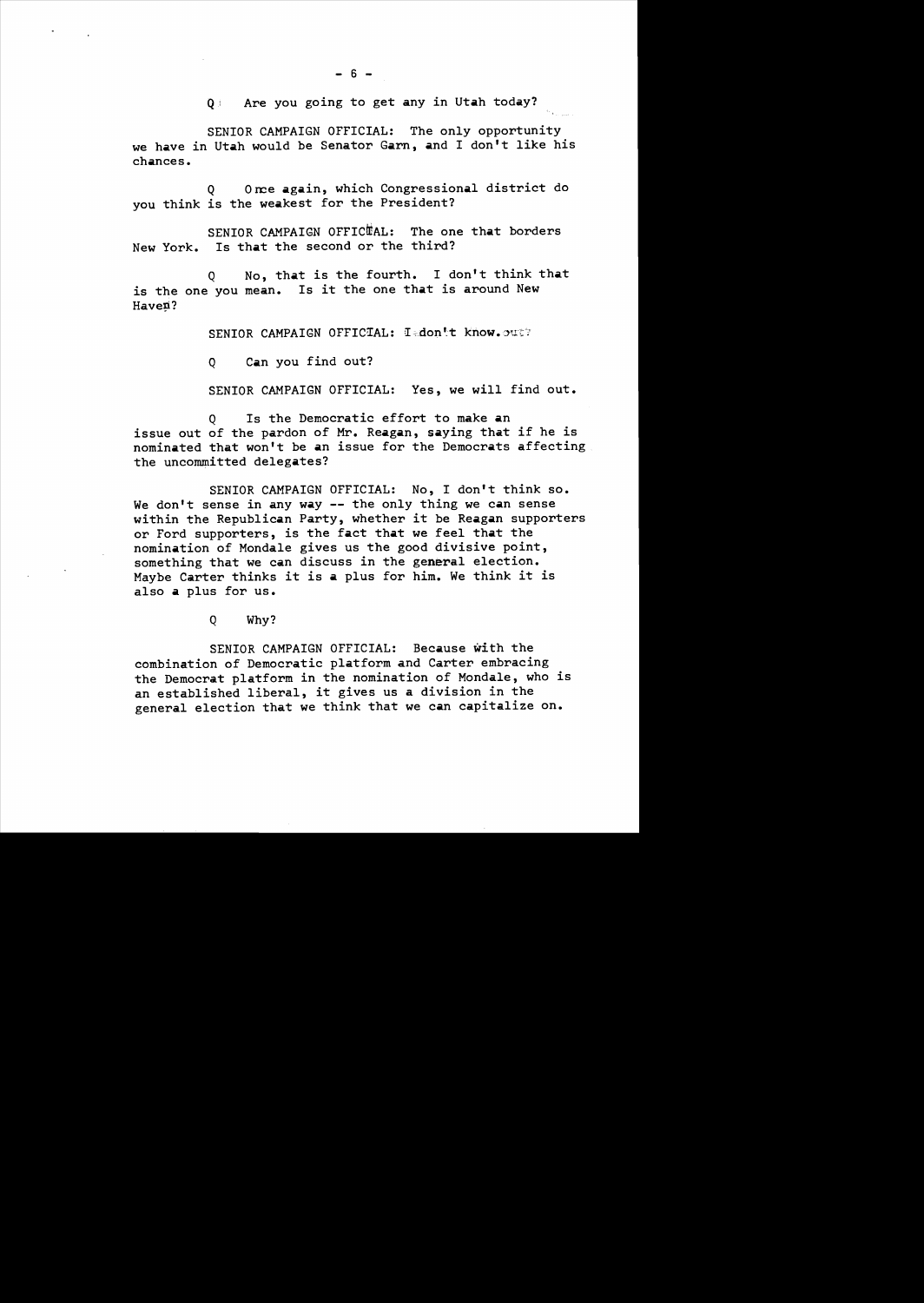Q Are you going to get any in Utah today?

SENIOR CAMPAIGN OFFICIAL: The only opportunity we have in Utah would be Senator Garn, and I don't like his chances.

Q Once again, which Congressional district do you think is the weakest for the President?

SENIOR CAMPAIGN OFFICIAL: The one that borders New York. Is that the second or the third?

Q No, that is the fourth. I don't think that is the one you mean. Is it the one that is around New Haven?

SENIOR CAMPAIGN OFFICIAL: I don't know.

Q Can you find out?

SENIOR CAMPAIGN OFFICIAL: Yes, we will find out.

Q Is the Democratic effort to make an issue out of the pardon of Mr. Reagan, saying that if he is nominated that won't be an issue for the Democrats affecting the uncommitted delegates?

SENIOR CAMPAIGN OFFICIAL: No, I don't think so. We don't sense in any way -- the only thing we can sense within the Republican Party, whether it be Reagan supporters or Ford supporters, is the fact that we feel that the nomination of Mondale gives us the good divisive point, something that we can discuss in the general election. Maybe Carter thinks it is a plus for him. We think it is also a plus for us.

Q Why?

SENIOR CAMPAIGN OFFICIAL: Because with the combination of Democratic platform and Carter embracing the Democrat platform in the nomination of Mondale, who is an established liberal, it gives us a division in the general election that we think that we can capitalize on.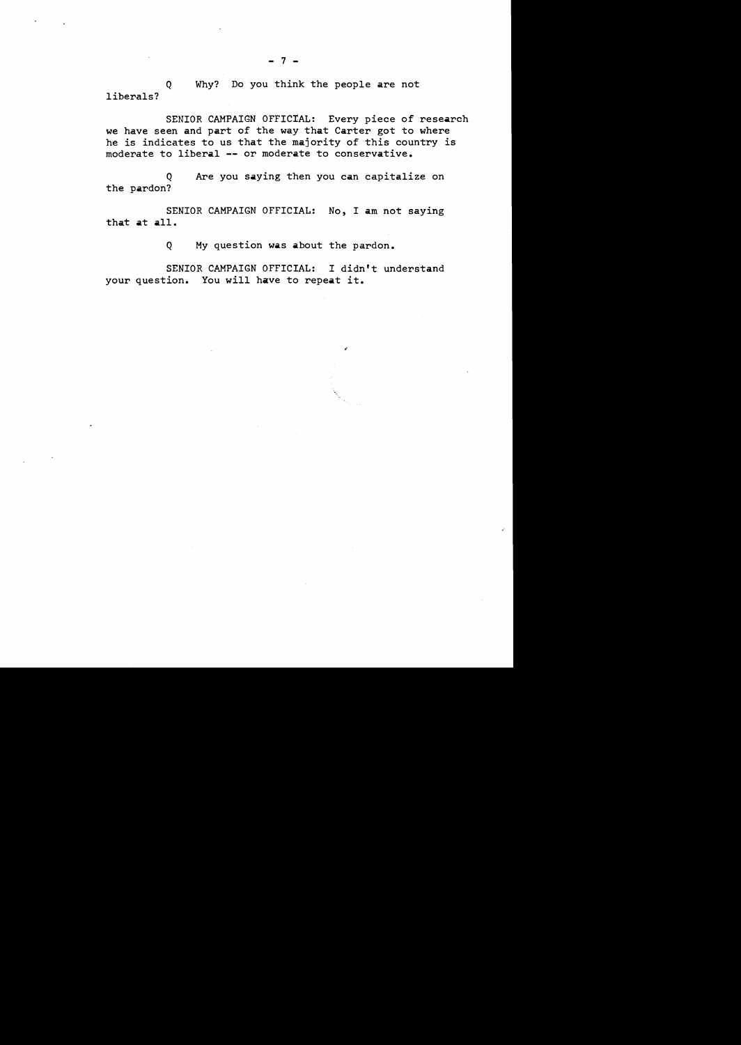Q Why? Do you think the people are not liberals?

SENIOR CAMPAIGN OFFICIAL: Every piece of research we have seen and part of the way that Carter got to where he is indicates to us that the majority of this country is moderate to liberal -- or moderate to conservative.

Q Are you saying then you can capitalize on the pardon?

SENIOR CAMPAIGN OFFICIAL: No, I am not saying that at all.

Q My question was about the pardon.

SENIOR CAMPAIGN OFFICIAL: I didn't understand your question. You will have to repeat it.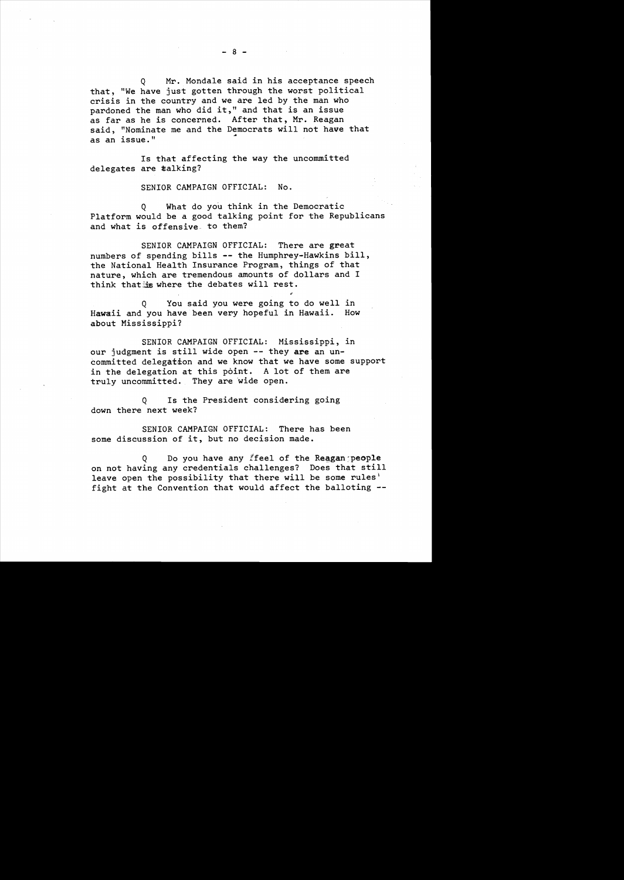Q Mr. Mondale said in his acceptance speech that, "We have just gotten through the worst political crisis in the country and we are led by the man who pardoned the man who did it," and that is an issue as far as he is concerned. After that, Mr. Reagan said, "Nominate me and the Democrats will not have that as an issue."

Is that affecting the way the uncommitted delegates are talking?

SENIOR CAMPAIGN OFFICIAL: No.

Q What do you think in the Democratic Platform would be a good talking point for the Republicans and what is offensive to them?

SENIOR CAMPAIGN OFFICIAL: There are great numbers of spending bills -- the Humphrey-Hawkins bill, the National Health Insurance Program, things of that nature, which are tremendous amounts of dollars and I think that is where the debates will rest.

Q You said you were going to do well in Hawaii and you have been very hopeful in Hawaii. How about Mississippi?

SENIOR CAMPAIGN OFFICIAL: Mississippi, in our judgment is still wide open -- they are an uncommitted delegation and we know that we have some support in the delegation at this point. A lot of them are truly uncommitted. They are wide open.

Q Is the President considering going down there next week?

SENIOR CAMPAIGN OFFICIAL: There has been some discussion of it, but no decision made.

Q Do you have any feel of the Reagan people on not having any credentials challenges? Does that still leave open the possibility that there will be some rules' fight at the Convention that would affect the balloting --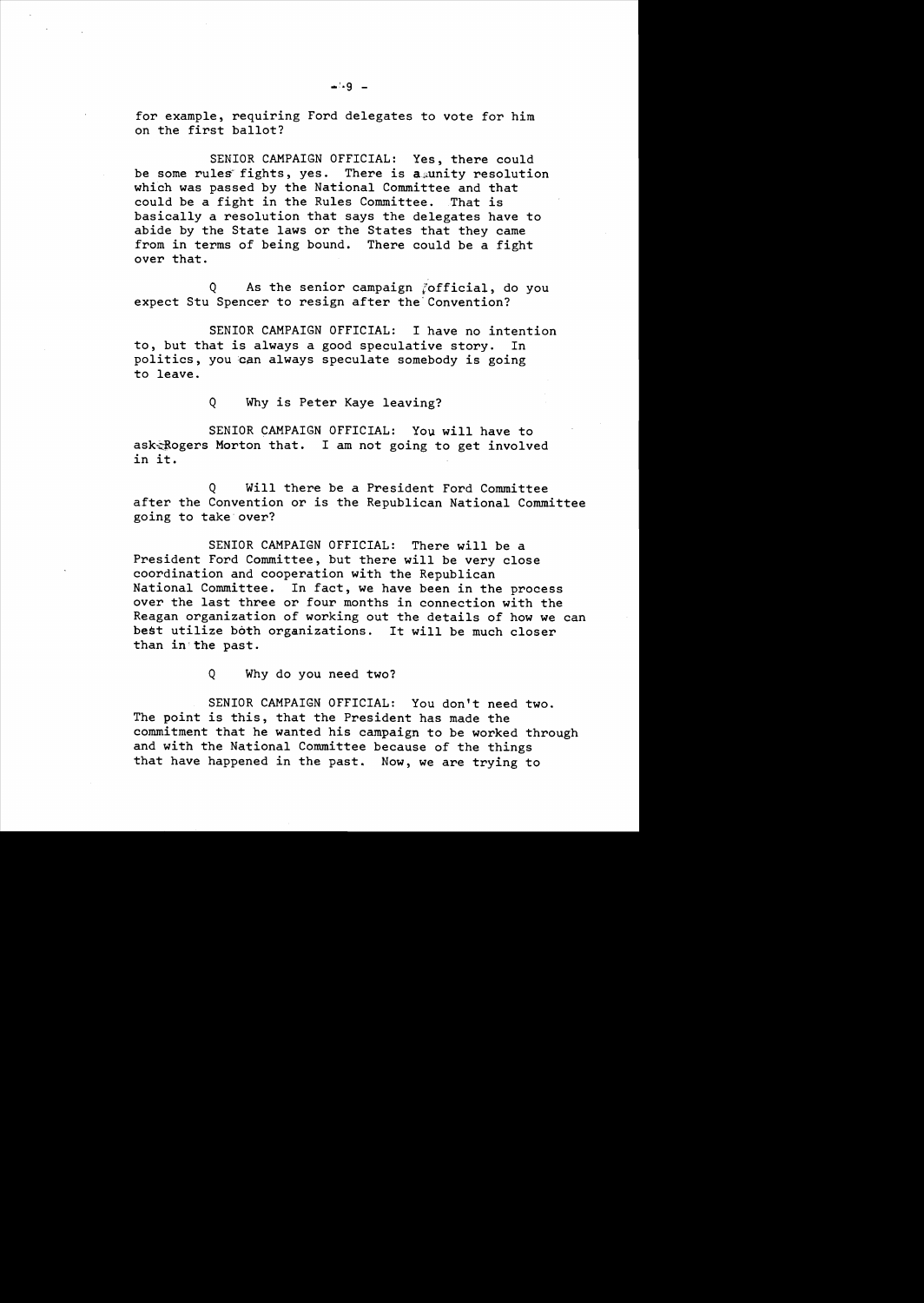for example, requiring Ford delegates to vote for him on the first ballot?

SENIOR CAMPAIGN OFFICIAL: Yes, there could be some rules fights, yes. There is a unity resolution which was passed by the National Committee and that could be a fight in the Rules Committee. That is basically a resolution that says the delegates have to abide by the State laws or the States that they came from in terms of being bound. There could be a fight over that.

Q As the senior campaign official, do you expect Stu Spencer to resign after the Convention?

SENIOR CAMPAIGN OFFICIAL: I have no intention to, but that is always a good speculative story. In politics, you can always speculate somebody is going to leave.

Q Why is Peter Kaye leaving?

SENIOR CAMPAIGN OFFICIAL: You will have to ask Rogers Morton that. I am not going to get involved in it.

Q Will there be a President Ford Committee after the Convention or is the Republican National Committee going to take over?

SENIOR CAMPAIGN OFFICIAL: There will be a President Ford Committee, but there will be very close coordination and cooperation with the Republican National Committee. In fact, we have been in the process over the last three or four months in connection with the Reagan organization of working out the details of how we can best utilize both organizations. It will be much closer than in the past.

Q Why do you need two?

SENIOR CAMPAIGN OFFICIAL: You don't need two. The point is this, that the President has made the commitment that he wanted his campaign to be worked through and with the National Committee because of the things that have happened in the past. Now, we are trying to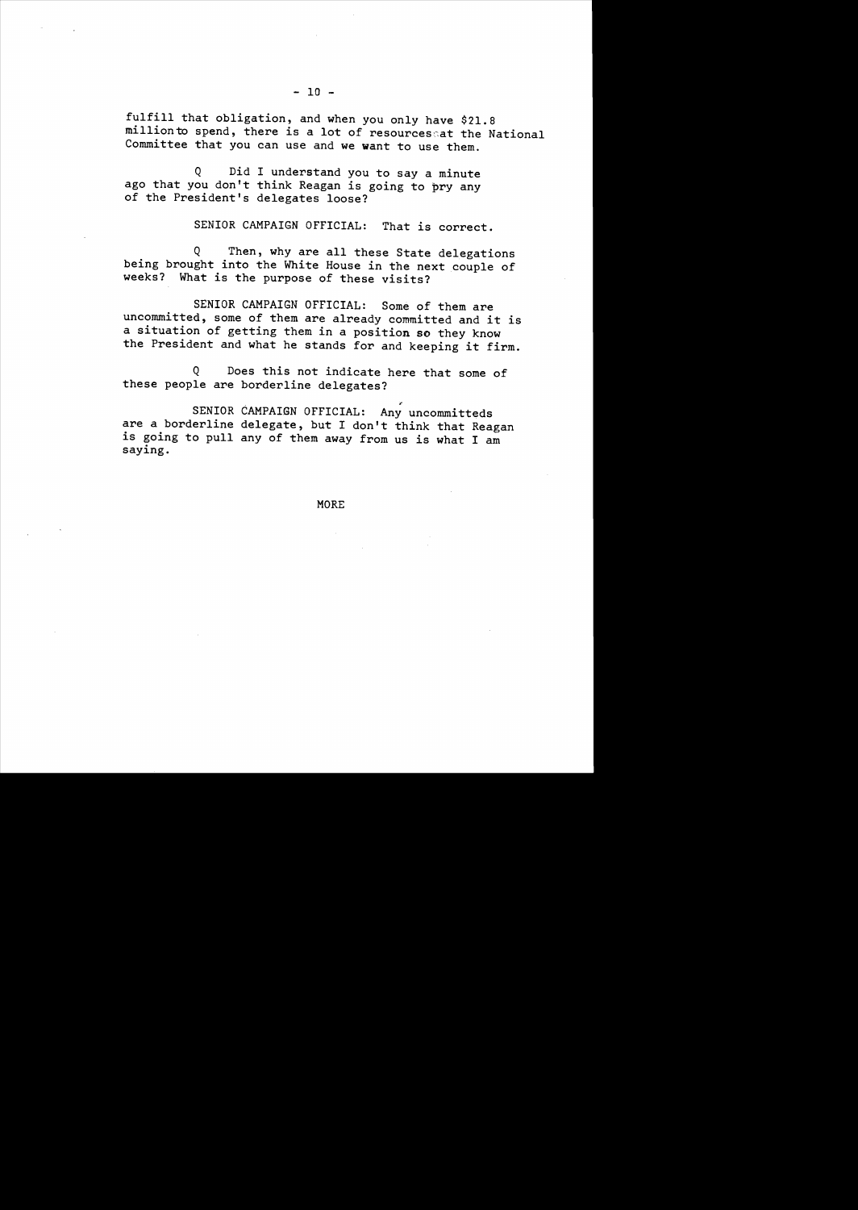fulfill that obligation, and when you only have $21.8 million to spend, there is a lot of resources at the National Committee that you can use and we want to use them.

Q Did I understand you to say a minute ago that you don't think Reagan is going to pry any of the President's delegates loose?

SENIOR CAMPAIGN OFFICIAL: That is correct.

Q Then, why are all these State delegations being brought into the White House in the next couple of weeks? What is the purpose of these visits?

SENIOR CAMPAIGN OFFICIAL: Some of them are uncommitted, some of them are already committed and it is a situation of getting them in a position so they know the President and what he stands for and keeping it firm.

Q Does this not indicate here that some of these people are borderline delegates?

SENIOR CAMPAIGN OFFICIAL: Any uncommitteds are a borderline delegate, but I don't think that Reagan is going to pull any of them away from us is what I am saying.

MORE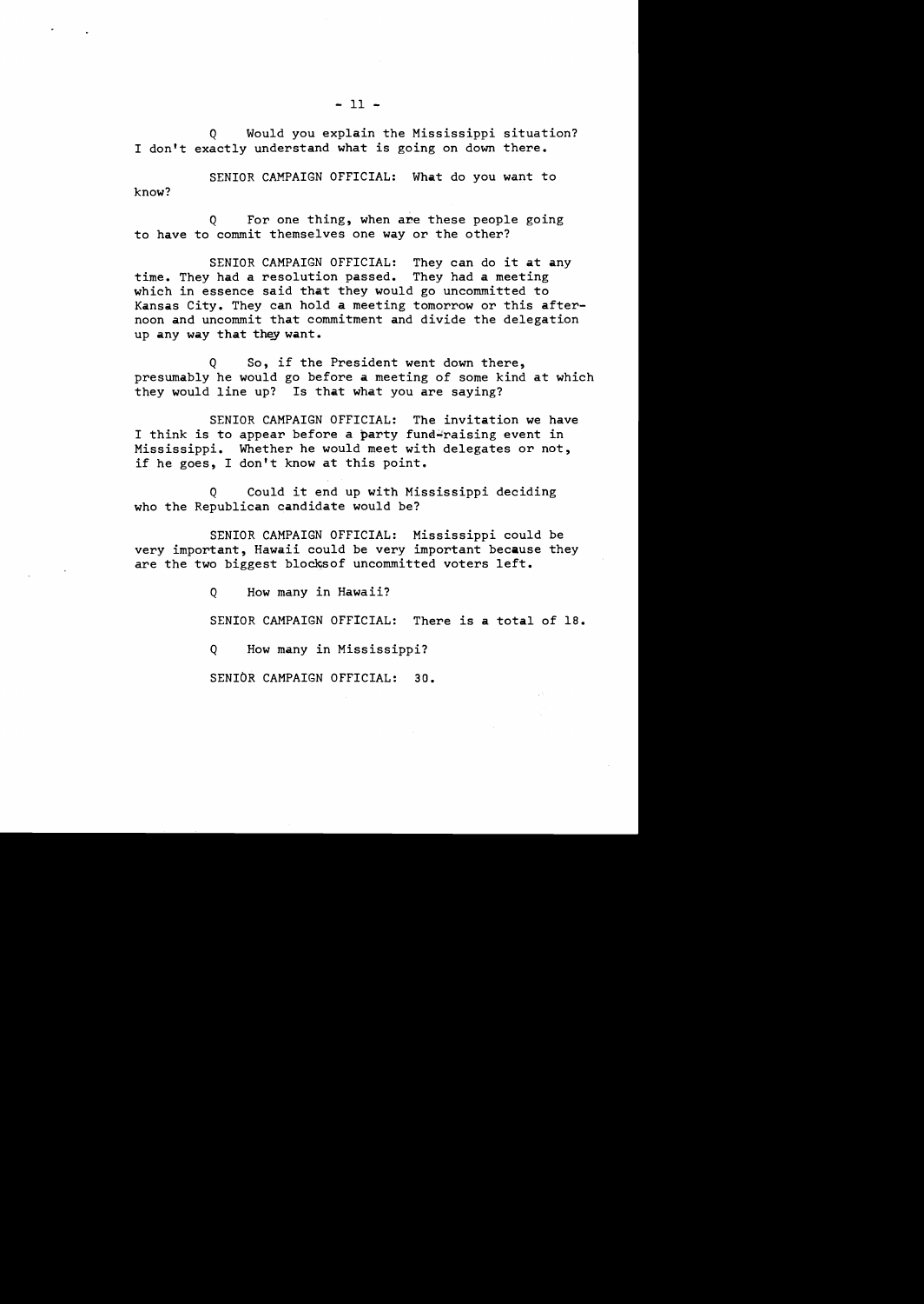Q Would you explain the Mississippi situation? I don't exactly understand what is going on down there.

SENIOR CAMPAIGN OFFICIAL: What do you want to know?

Q For one thing, when are these people going to have to commit themselves one way or the other?

SENIOR CAMPAIGN OFFICIAL: They can do it at any time. They had a resolution passed. They had a meeting which in essence said that they would go uncommitted to Kansas City. They can hold a meeting tomorrow or this afternoon and uncommit that commitment and divide the delegation up any way that they want.

Q So, if the President went down there, presumably he would go before a meeting of some kind at which they would line up? Is that what you are saying?

SENIOR CAMPAIGN OFFICIAL: The invitation we have I think is to appear before a party fund-raising event in Mississippi. Whether he would meet with delegates or not, if he goes, I don't know at this point.

Q Could it end up with Mississippi deciding who the Republican candidate would be?

SENIOR CAMPAIGN OFFICIAL: Mississippi could be very important, Hawaii could be very important because they are the two biggest blocksof uncommitted voters left.

Q How many in Hawaii?

SENIOR CAMPAIGN OFFICIAL: There is a total of 18.

Q How many in Mississippi?

SENIOR CAMPAIGN OFFICIAL: 30.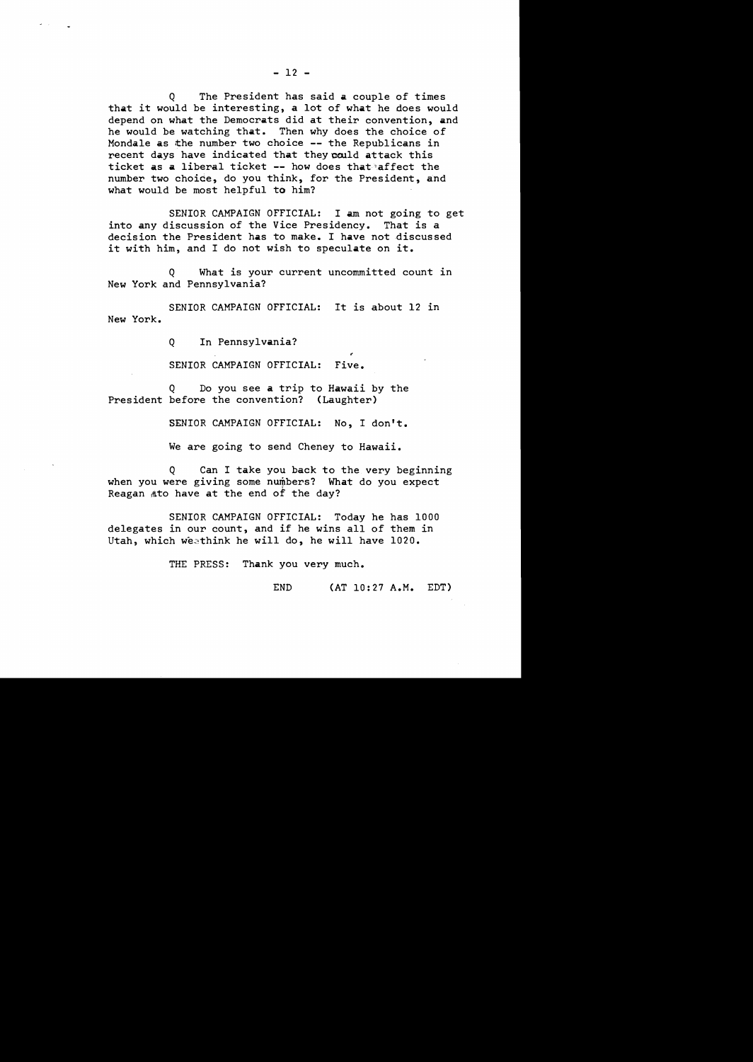Q The President has said a couple of times that it would be interesting, a lot of what he does would depend on what the Democrats did at their convention, and he would be watching that. Then why does the choice of Mondale as the number two choice -- the Republicans in recent days have indicated that they could attack this ticket as a liberal ticket -- how does that affect the number two choice, do you think, for the President, and what would be most helpful to him?

SENIOR CAMPAIGN OFFICIAL: I am not going to get into any discussion of the Vice Presidency. That is a decision the President has to make. I have not discussed it with him, and I do not wish to speculate on it.

Q What is your current uncommitted count in New York and Pennsylvania?

SENIOR CAMPAIGN OFFICIAL: It is about 12 in New York.

Q In Pennsylvania?

SENIOR CAMPAIGN OFFICIAL: Five.

Q Do you see a trip to Hawaii by the President before the convention? (Laughter)

SENIOR CAMPAIGN OFFICIAL: No, I don't.

We are going to send Cheney to Hawaii.

Q Can I take you back to the very beginning when you were giving some numbers? What do you expect Reagan to have at the end of the day?

SENIOR CAMPAIGN OFFICIAL: Today he has 1000 delegates in our count, and if he wins all of them in Utah, which we think he will do, he will have 1020.

THE PRESS: Thank you very much.

END (AT 10:27 A.M. EDT)